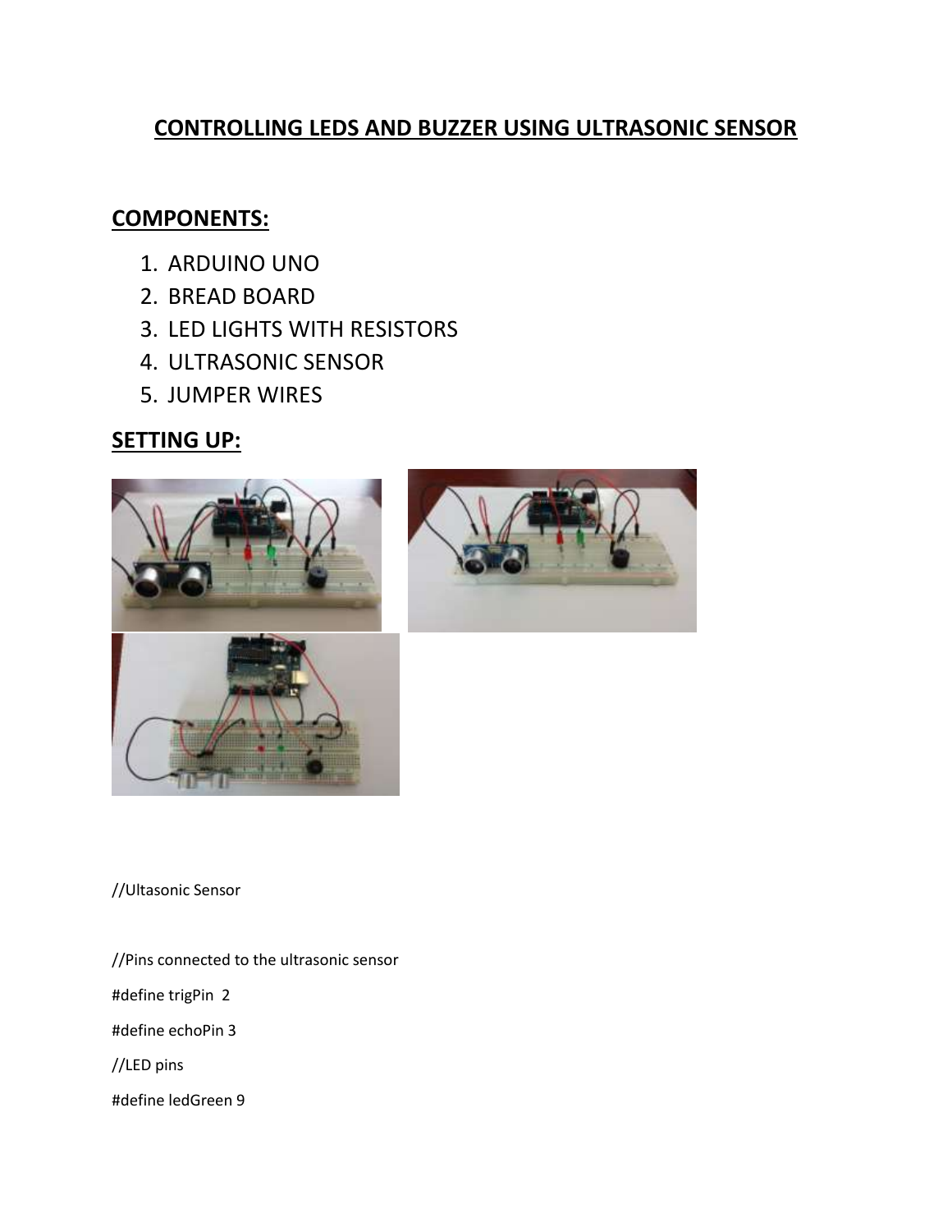# CONTROLLING LEDS AND BUZZER USING ULTRASONIC SENSOR

## COMPONENTS:

1. ARDUINO UNO
2. BREAD BOARD
3. LED LIGHTS WITH RESISTORS
4. ULTRASONIC SENSOR
5. JUMPER WIRES

## SETTING UP:

```
//Ultasonic Sensor

//Pins connected to the ultrasonic sensor
#define trigPin  2
#define echoPin 3
//LED pins
#define ledGreen 9
```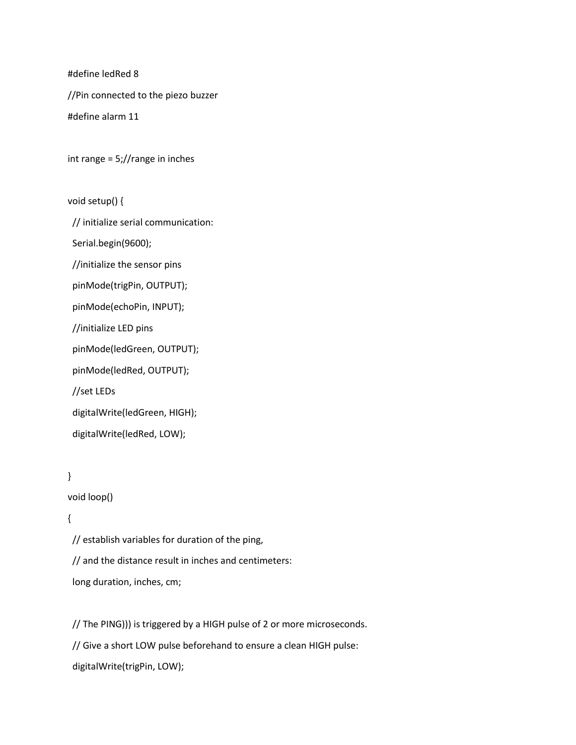```
#define ledRed 8
//Pin connected to the piezo buzzer
#define alarm 11

int range = 5;//range in inches

void setup() {
  // initialize serial communication:
  Serial.begin(9600);
  //initialize the sensor pins
  pinMode(trigPin, OUTPUT);
  pinMode(echoPin, INPUT);
  //initialize LED pins
  pinMode(ledGreen, OUTPUT);
  pinMode(ledRed, OUTPUT);
  //set LEDs
  digitalWrite(ledGreen, HIGH);
  digitalWrite(ledRed, LOW);

}
void loop()
{
  // establish variables for duration of the ping,
  // and the distance result in inches and centimeters:
  long duration, inches, cm;

  // The PING))) is triggered by a HIGH pulse of 2 or more microseconds.
  // Give a short LOW pulse beforehand to ensure a clean HIGH pulse:
  digitalWrite(trigPin, LOW);
```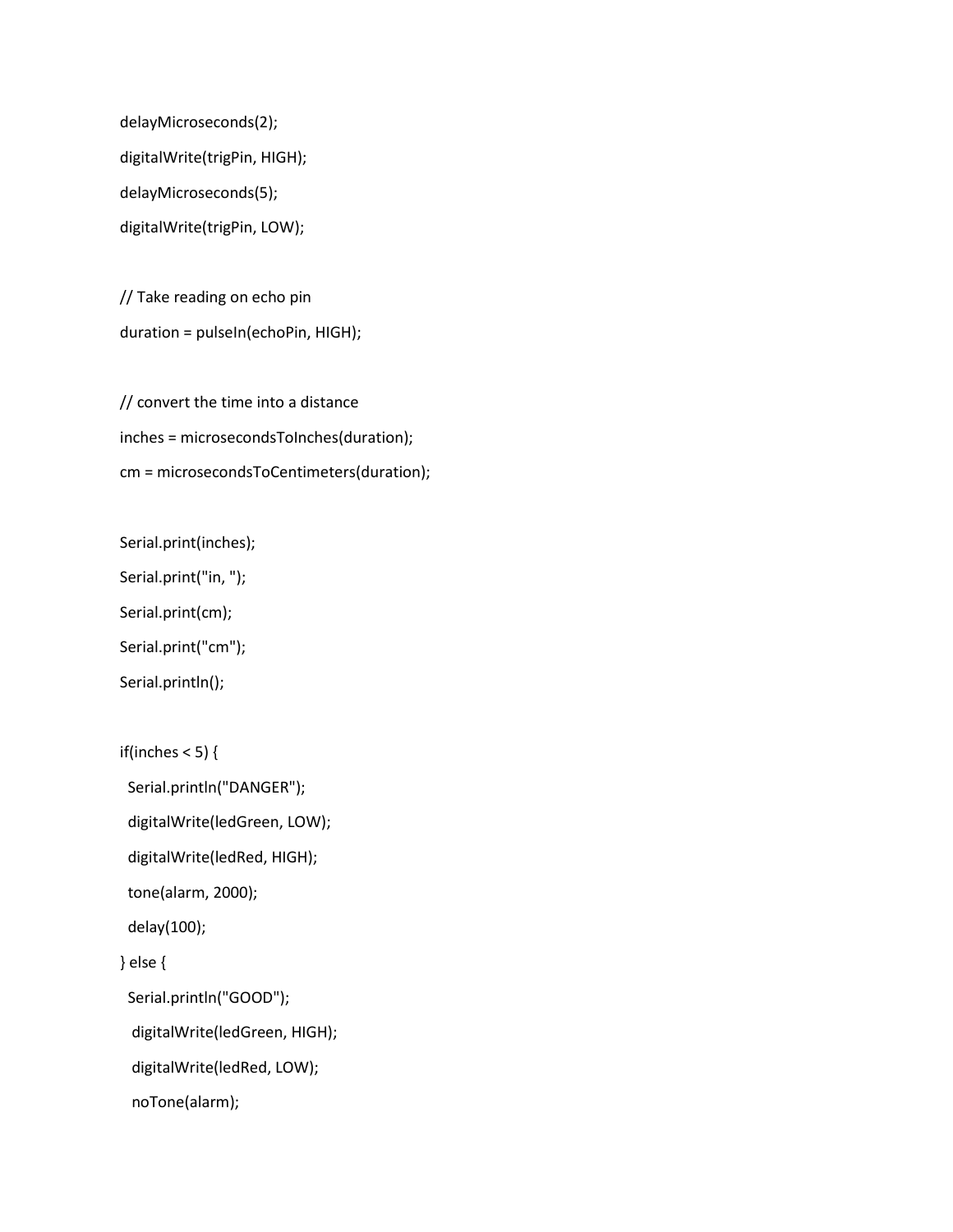```
delayMicroseconds(2);
digitalWrite(trigPin, HIGH);
delayMicroseconds(5);
digitalWrite(trigPin, LOW);

// Take reading on echo pin
duration = pulseIn(echoPin, HIGH);

// convert the time into a distance
inches = microsecondsToInches(duration);
cm = microsecondsToCentimeters(duration);

Serial.print(inches);
Serial.print("in, ");
Serial.print(cm);
Serial.print("cm");
Serial.println();

if(inches < 5) {
  Serial.println("DANGER");
  digitalWrite(ledGreen, LOW);
  digitalWrite(ledRed, HIGH);
  tone(alarm, 2000);
  delay(100);
} else {
  Serial.println("GOOD");
   digitalWrite(ledGreen, HIGH);
   digitalWrite(ledRed, LOW);
   noTone(alarm);
```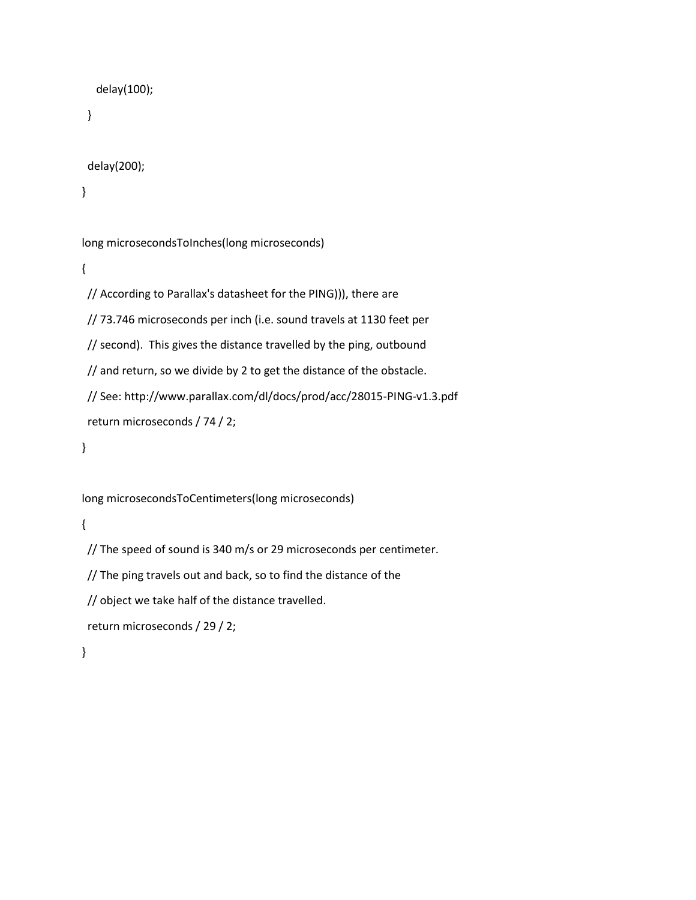```
    delay(100);
  }

  delay(200);
}

long microsecondsToInches(long microseconds)
{
  // According to Parallax's datasheet for the PING))), there are
  // 73.746 microseconds per inch (i.e. sound travels at 1130 feet per
  // second).  This gives the distance travelled by the ping, outbound
  // and return, so we divide by 2 to get the distance of the obstacle.
  // See: http://www.parallax.com/dl/docs/prod/acc/28015-PING-v1.3.pdf
  return microseconds / 74 / 2;
}

long microsecondsToCentimeters(long microseconds)
{
  // The speed of sound is 340 m/s or 29 microseconds per centimeter.
  // The ping travels out and back, so to find the distance of the
  // object we take half of the distance travelled.
  return microseconds / 29 / 2;
}
```